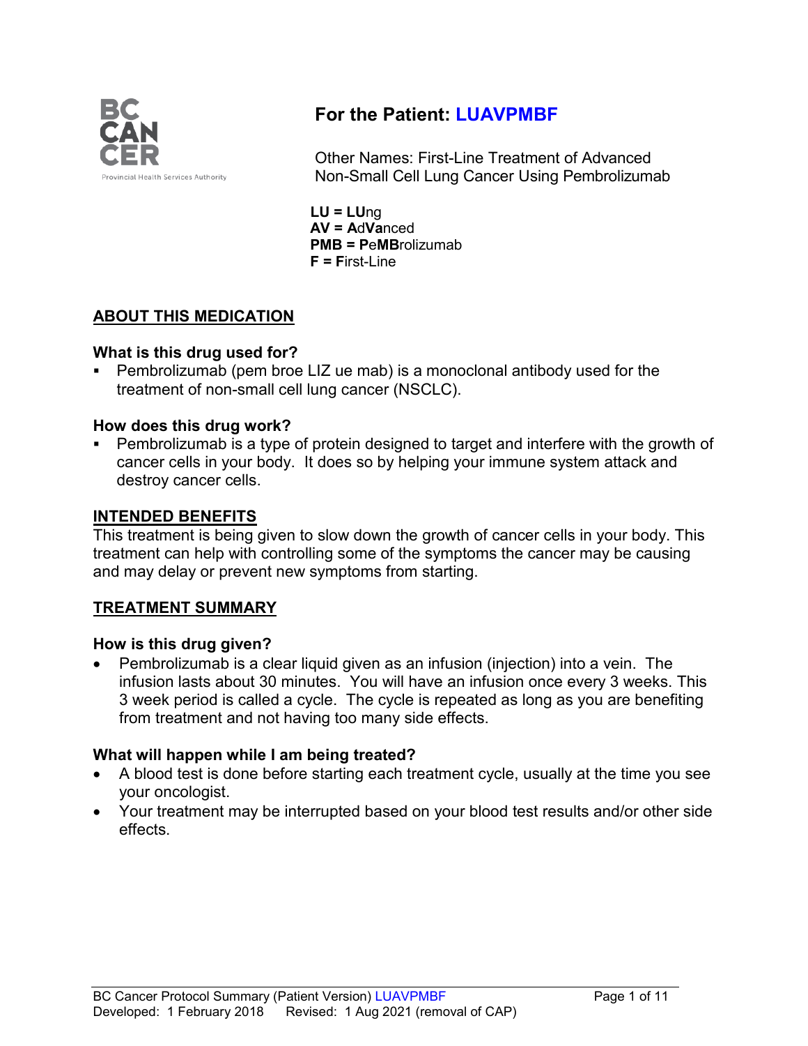# For the Patient: LUAVPMBF

Other Names: First-Line Treatment of Advanced Non-Small Cell Lung Cancer Using Pembrolizumab

**LU = LU**ng
**AV = A**d**Va**nced
**PMB = P**e**MB**rolizumab
**F = F**irst-Line

## ABOUT THIS MEDICATION

### What is this drug used for?

- Pembrolizumab (pem broe LIZ ue mab) is a monoclonal antibody used for the treatment of non-small cell lung cancer (NSCLC).

### How does this drug work?

- Pembrolizumab is a type of protein designed to target and interfere with the growth of cancer cells in your body. It does so by helping your immune system attack and destroy cancer cells.

## INTENDED BENEFITS

This treatment is being given to slow down the growth of cancer cells in your body. This treatment can help with controlling some of the symptoms the cancer may be causing and may delay or prevent new symptoms from starting.

## TREATMENT SUMMARY

### How is this drug given?

- Pembrolizumab is a clear liquid given as an infusion (injection) into a vein. The infusion lasts about 30 minutes. You will have an infusion once every 3 weeks. This 3 week period is called a cycle. The cycle is repeated as long as you are benefiting from treatment and not having too many side effects.

### What will happen while I am being treated?

- A blood test is done before starting each treatment cycle, usually at the time you see your oncologist.
- Your treatment may be interrupted based on your blood test results and/or other side effects.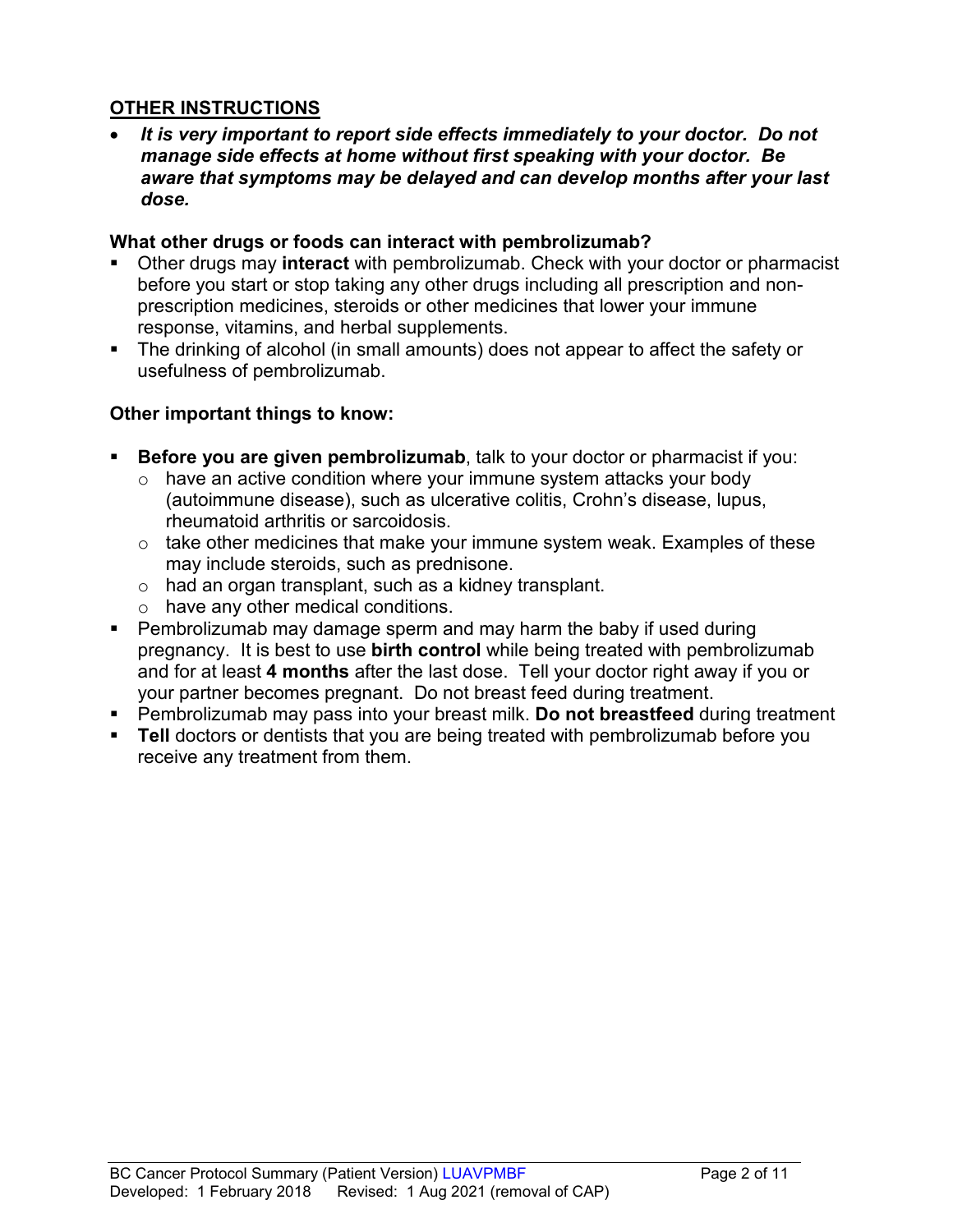## OTHER INSTRUCTIONS

- ***It is very important to report side effects immediately to your doctor. Do not manage side effects at home without first speaking with your doctor. Be aware that symptoms may be delayed and can develop months after your last dose.***

### What other drugs or foods can interact with pembrolizumab?

- Other drugs may **interact** with pembrolizumab. Check with your doctor or pharmacist before you start or stop taking any other drugs including all prescription and non-prescription medicines, steroids or other medicines that lower your immune response, vitamins, and herbal supplements.
- The drinking of alcohol (in small amounts) does not appear to affect the safety or usefulness of pembrolizumab.

### Other important things to know:

- **Before you are given pembrolizumab**, talk to your doctor or pharmacist if you:
  - have an active condition where your immune system attacks your body (autoimmune disease), such as ulcerative colitis, Crohn's disease, lupus, rheumatoid arthritis or sarcoidosis.
  - take other medicines that make your immune system weak. Examples of these may include steroids, such as prednisone.
  - had an organ transplant, such as a kidney transplant.
  - have any other medical conditions.
- Pembrolizumab may damage sperm and may harm the baby if used during pregnancy. It is best to use **birth control** while being treated with pembrolizumab and for at least **4 months** after the last dose. Tell your doctor right away if you or your partner becomes pregnant. Do not breast feed during treatment.
- Pembrolizumab may pass into your breast milk. **Do not breastfeed** during treatment
- **Tell** doctors or dentists that you are being treated with pembrolizumab before you receive any treatment from them.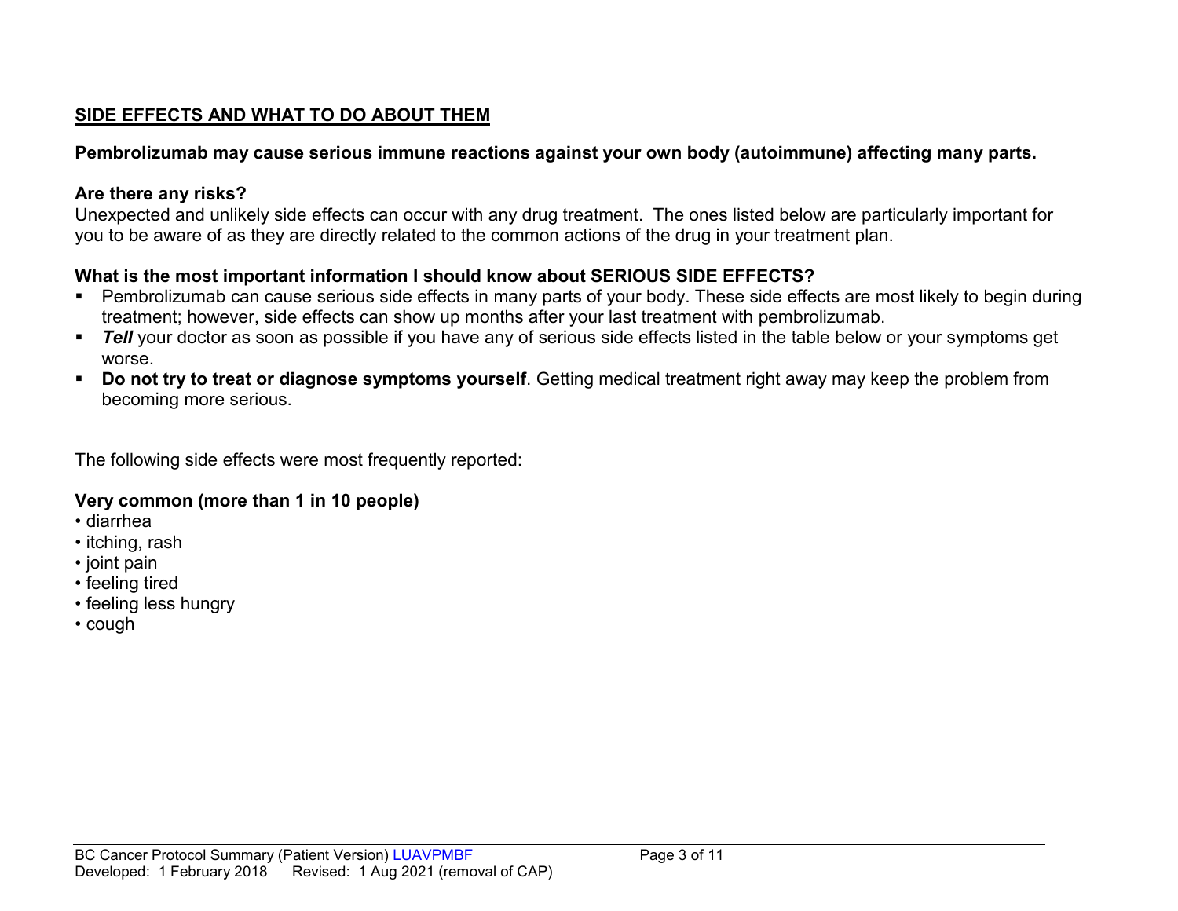## SIDE EFFECTS AND WHAT TO DO ABOUT THEM

**Pembrolizumab may cause serious immune reactions against your own body (autoimmune) affecting many parts.**

**Are there any risks?**

Unexpected and unlikely side effects can occur with any drug treatment. The ones listed below are particularly important for you to be aware of as they are directly related to the common actions of the drug in your treatment plan.

**What is the most important information I should know about SERIOUS SIDE EFFECTS?**

- Pembrolizumab can cause serious side effects in many parts of your body. These side effects are most likely to begin during treatment; however, side effects can show up months after your last treatment with pembrolizumab.
- ***Tell*** your doctor as soon as possible if you have any of serious side effects listed in the table below or your symptoms get worse.
- **Do not try to treat or diagnose symptoms yourself**. Getting medical treatment right away may keep the problem from becoming more serious.

The following side effects were most frequently reported:

**Very common (more than 1 in 10 people)**

- diarrhea
- itching, rash
- joint pain
- feeling tired
- feeling less hungry
- cough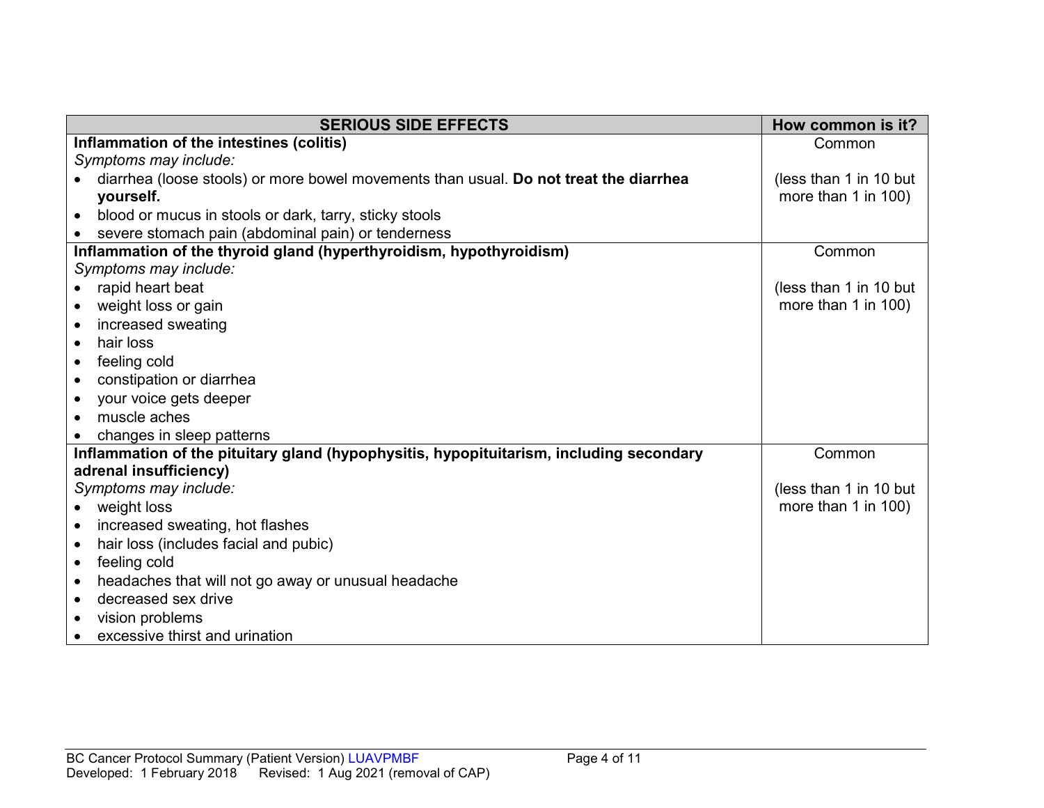| SERIOUS SIDE EFFECTS | How common is it? |
|---|---|
| **Inflammation of the intestines (colitis)**<br>*Symptoms may include:*<br>• diarrhea (loose stools) or more bowel movements than usual. **Do not treat the diarrhea yourself.**<br>• blood or mucus in stools or dark, tarry, sticky stools<br>• severe stomach pain (abdominal pain) or tenderness | Common<br><br>(less than 1 in 10 but more than 1 in 100) |
| **Inflammation of the thyroid gland (hyperthyroidism, hypothyroidism)**<br>*Symptoms may include:*<br>• rapid heart beat<br>• weight loss or gain<br>• increased sweating<br>• hair loss<br>• feeling cold<br>• constipation or diarrhea<br>• your voice gets deeper<br>• muscle aches<br>• changes in sleep patterns | Common<br><br>(less than 1 in 10 but more than 1 in 100) |
| **Inflammation of the pituitary gland (hypophysitis, hypopituitarism, including secondary adrenal insufficiency)**<br>*Symptoms may include:*<br>• weight loss<br>• increased sweating, hot flashes<br>• hair loss (includes facial and pubic)<br>• feeling cold<br>• headaches that will not go away or unusual headache<br>• decreased sex drive<br>• vision problems<br>• excessive thirst and urination | Common<br><br>(less than 1 in 10 but more than 1 in 100) |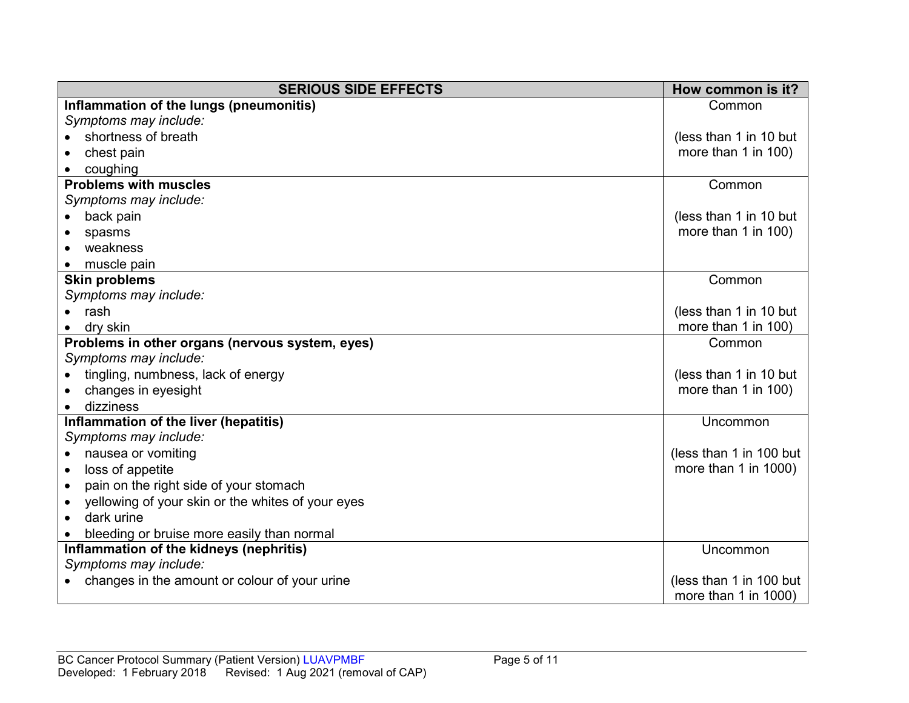| SERIOUS SIDE EFFECTS | How common is it? |
|---|---|
| **Inflammation of the lungs (pneumonitis)**<br>*Symptoms may include:*<br>• shortness of breath<br>• chest pain<br>• coughing | Common<br><br>(less than 1 in 10 but more than 1 in 100) |
| **Problems with muscles**<br>*Symptoms may include:*<br>• back pain<br>• spasms<br>• weakness<br>• muscle pain | Common<br><br>(less than 1 in 10 but more than 1 in 100) |
| **Skin problems**<br>*Symptoms may include:*<br>• rash<br>• dry skin | Common<br><br>(less than 1 in 10 but more than 1 in 100) |
| **Problems in other organs (nervous system, eyes)**<br>*Symptoms may include:*<br>• tingling, numbness, lack of energy<br>• changes in eyesight<br>• dizziness | Common<br><br>(less than 1 in 10 but more than 1 in 100) |
| **Inflammation of the liver (hepatitis)**<br>*Symptoms may include:*<br>• nausea or vomiting<br>• loss of appetite<br>• pain on the right side of your stomach<br>• yellowing of your skin or the whites of your eyes<br>• dark urine<br>• bleeding or bruise more easily than normal | Uncommon<br><br>(less than 1 in 100 but more than 1 in 1000) |
| **Inflammation of the kidneys (nephritis)**<br>*Symptoms may include:*<br>• changes in the amount or colour of your urine | Uncommon<br><br>(less than 1 in 100 but more than 1 in 1000) |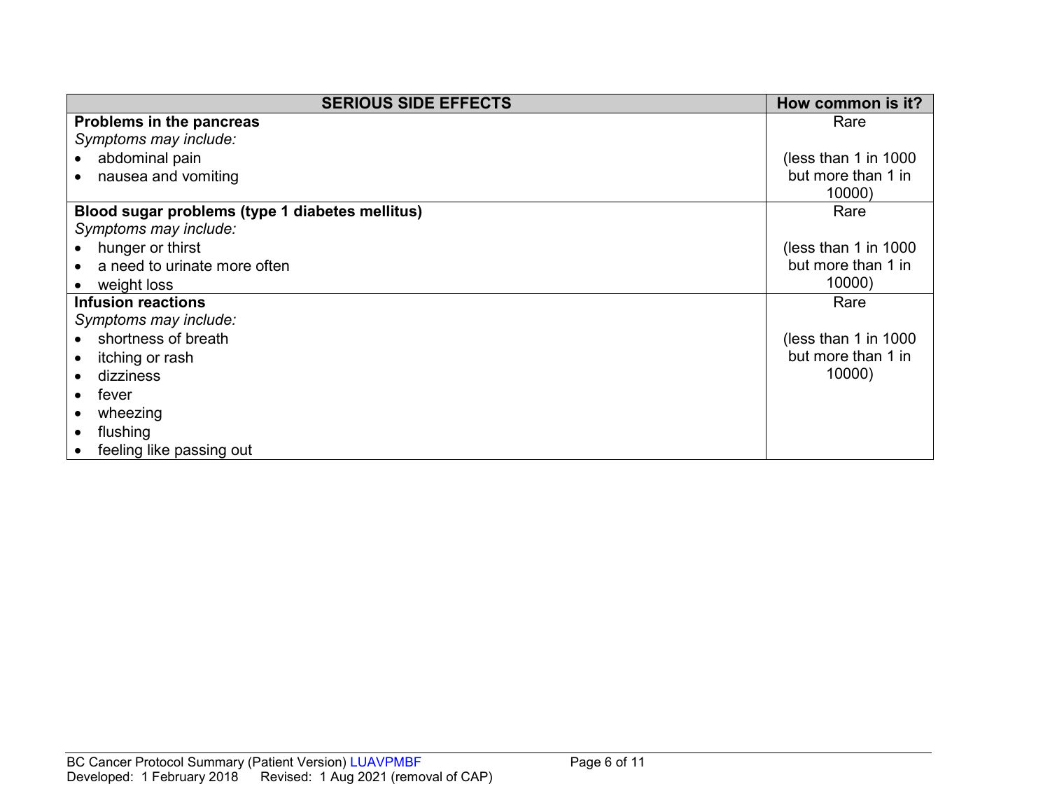| SERIOUS SIDE EFFECTS | How common is it? |
| --- | --- |
| **Problems in the pancreas**<br>*Symptoms may include:*<br>• abdominal pain<br>• nausea and vomiting | Rare<br><br>(less than 1 in 1000 but more than 1 in 10000) |
| **Blood sugar problems (type 1 diabetes mellitus)**<br>*Symptoms may include:*<br>• hunger or thirst<br>• a need to urinate more often<br>• weight loss | Rare<br><br>(less than 1 in 1000 but more than 1 in 10000) |
| **Infusion reactions**<br>*Symptoms may include:*<br>• shortness of breath<br>• itching or rash<br>• dizziness<br>• fever<br>• wheezing<br>• flushing<br>• feeling like passing out | Rare<br><br>(less than 1 in 1000 but more than 1 in 10000) |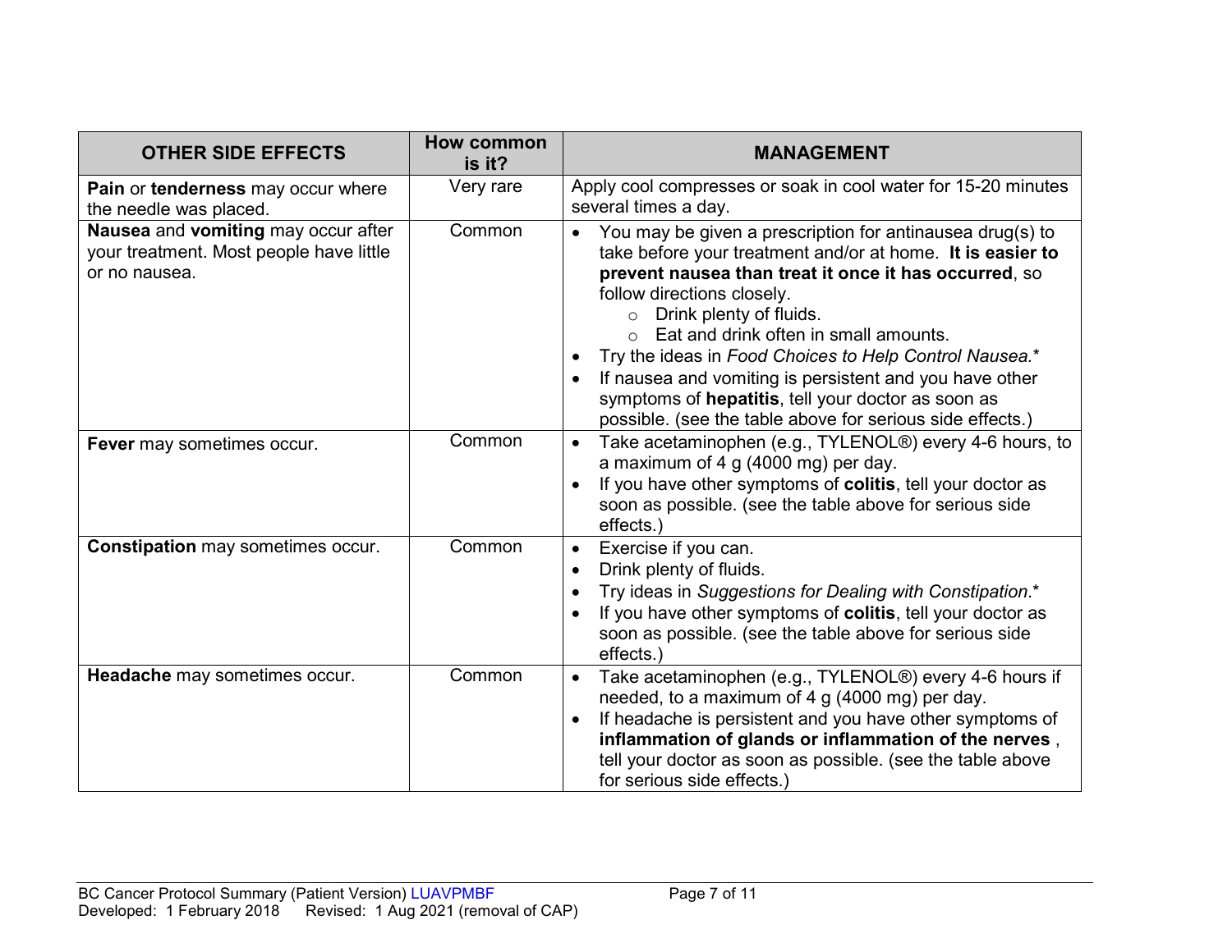| OTHER SIDE EFFECTS | How common is it? | MANAGEMENT |
|---|---|---|
| **Pain** or **tenderness** may occur where the needle was placed. | Very rare | Apply cool compresses or soak in cool water for 15-20 minutes several times a day. |
| **Nausea** and **vomiting** may occur after your treatment. Most people have little or no nausea. | Common | • You may be given a prescription for antinausea drug(s) to take before your treatment and/or at home. **It is easier to prevent nausea than treat it once it has occurred**, so follow directions closely.<br>  ○ Drink plenty of fluids.<br>  ○ Eat and drink often in small amounts.<br>• Try the ideas in *Food Choices to Help Control Nausea.**<br>• If nausea and vomiting is persistent and you have other symptoms of **hepatitis**, tell your doctor as soon as possible. (see the table above for serious side effects.) |
| **Fever** may sometimes occur. | Common | • Take acetaminophen (e.g., TYLENOL®) every 4-6 hours, to a maximum of 4 g (4000 mg) per day.<br>• If you have other symptoms of **colitis**, tell your doctor as soon as possible. (see the table above for serious side effects.) |
| **Constipation** may sometimes occur. | Common | • Exercise if you can.<br>• Drink plenty of fluids.<br>• Try ideas in *Suggestions for Dealing with Constipation.**<br>• If you have other symptoms of **colitis**, tell your doctor as soon as possible. (see the table above for serious side effects.) |
| **Headache** may sometimes occur. | Common | • Take acetaminophen (e.g., TYLENOL®) every 4-6 hours if needed, to a maximum of 4 g (4000 mg) per day.<br>• If headache is persistent and you have other symptoms of **inflammation of glands or inflammation of the nerves** , tell your doctor as soon as possible. (see the table above for serious side effects.) |

BC Cancer Protocol Summary (Patient Version) LUAVPMBF
Developed: 1 February 2018 Revised: 1 Aug 2021 (removal of CAP)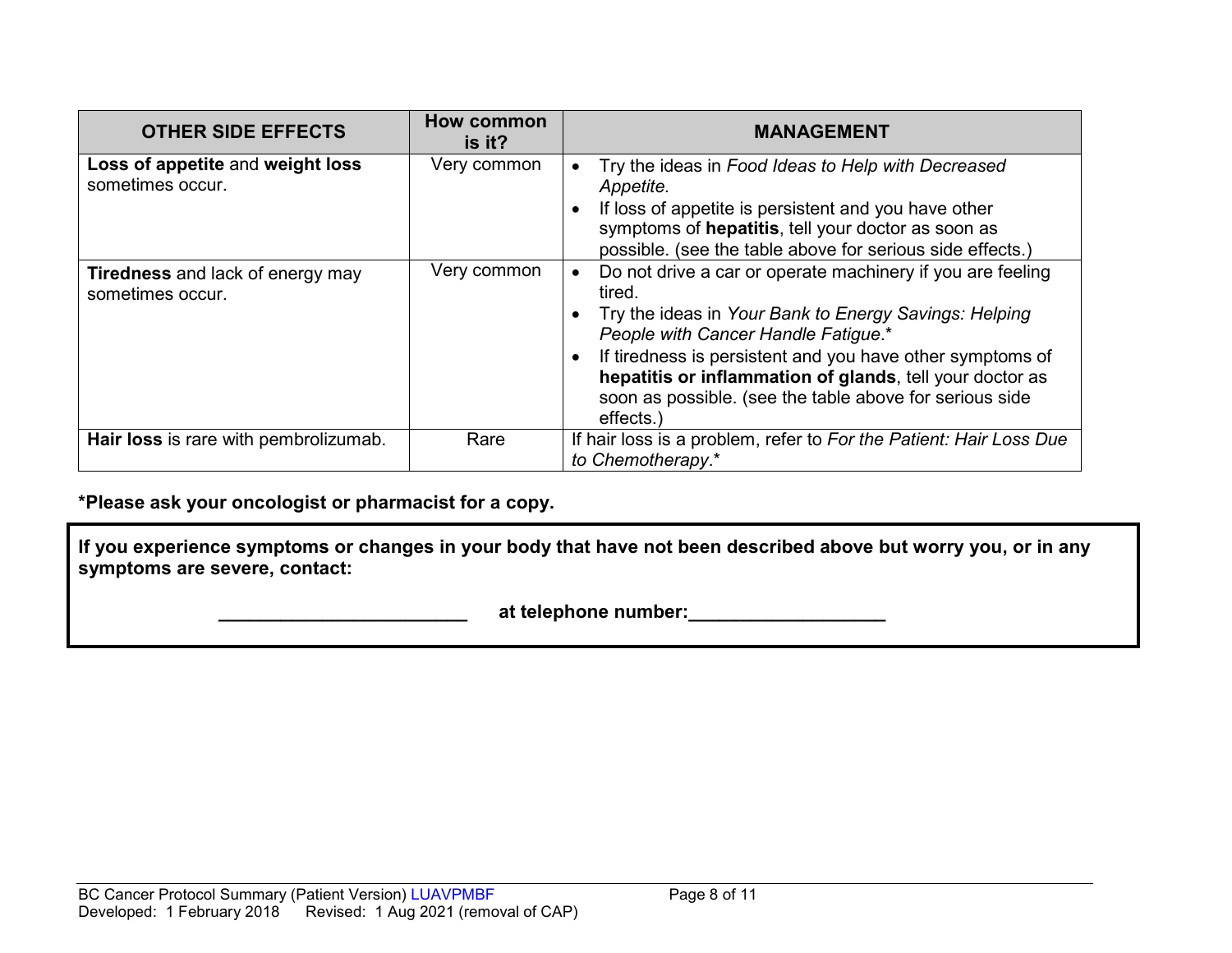| OTHER SIDE EFFECTS | How common is it? | MANAGEMENT |
|---|---|---|
| **Loss of appetite** and **weight loss** sometimes occur. | Very common | • Try the ideas in *Food Ideas to Help with Decreased Appetite.*<br>• If loss of appetite is persistent and you have other symptoms of **hepatitis**, tell your doctor as soon as possible. (see the table above for serious side effects.) |
| **Tiredness** and lack of energy may sometimes occur. | Very common | • Do not drive a car or operate machinery if you are feeling tired.<br>• Try the ideas in *Your Bank to Energy Savings: Helping People with Cancer Handle Fatigue*.*<br>• If tiredness is persistent and you have other symptoms of **hepatitis or inflammation of glands**, tell your doctor as soon as possible. (see the table above for serious side effects.) |
| **Hair loss** is rare with pembrolizumab. | Rare | If hair loss is a problem, refer to *For the Patient: Hair Loss Due to Chemotherapy*.* |

**\*Please ask your oncologist or pharmacist for a copy.**

**If you experience symptoms or changes in your body that have not been described above but worry you, or in any symptoms are severe, contact:**

**________________________ at telephone number:___________________**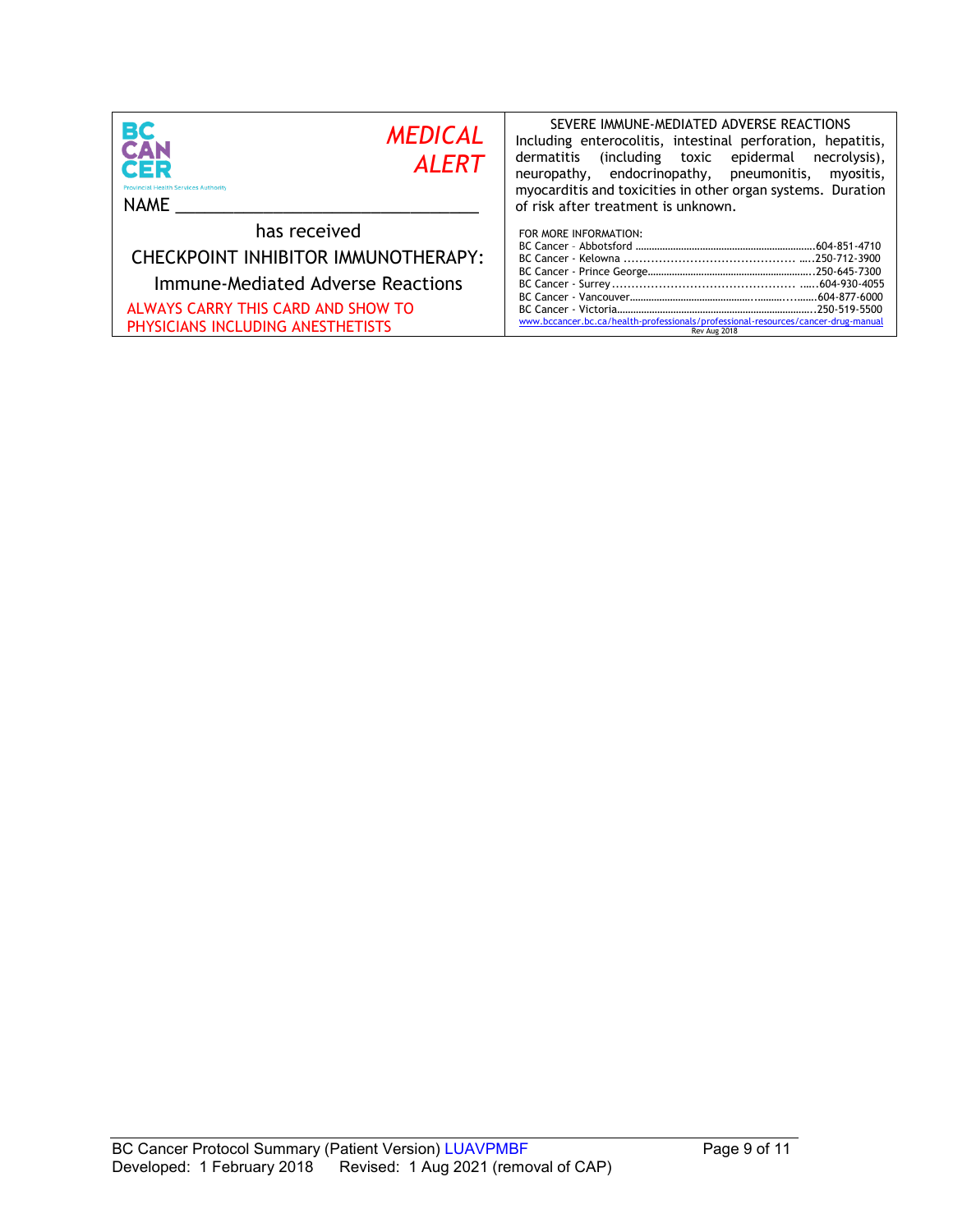BC CANCER
Provincial Health Services Authority

*MEDICAL ALERT*

NAME ________________________________

has received

CHECKPOINT INHIBITOR IMMUNOTHERAPY:

Immune-Mediated Adverse Reactions

ALWAYS CARRY THIS CARD AND SHOW TO PHYSICIANS INCLUDING ANESTHETISTS

SEVERE IMMUNE-MEDIATED ADVERSE REACTIONS

Including enterocolitis, intestinal perforation, hepatitis, dermatitis (including toxic epidermal necrolysis), neuropathy, endocrinopathy, pneumonitis, myositis, myocarditis and toxicities in other organ systems. Duration of risk after treatment is unknown.

FOR MORE INFORMATION:

BC Cancer – Abbotsford ..................................................604-851-4710
BC Cancer - Kelowna ..................................................250-712-3900
BC Cancer - Prince George..................................................250-645-7300
BC Cancer - Surrey..................................................604-930-4055
BC Cancer - Vancouver..................................................604-877-6000
BC Cancer - Victoria..................................................250-519-5500

www.bccancer.bc.ca/health-professionals/professional-resources/cancer-drug-manual

Rev Aug 2018

BC Cancer Protocol Summary (Patient Version) LUAVPMBF
Developed: 1 February 2018 Revised: 1 Aug 2021 (removal of CAP)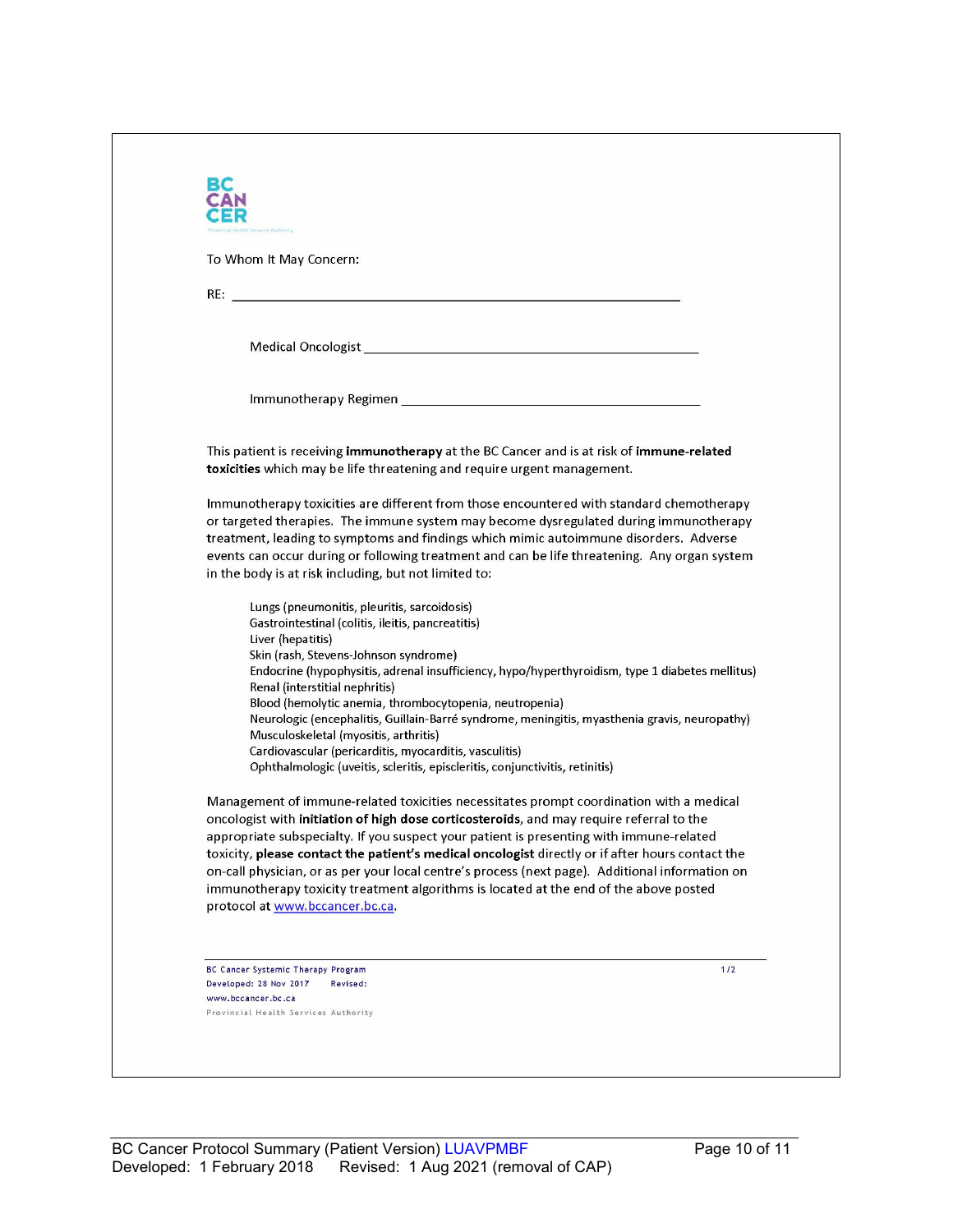BC CANCER

To Whom It May Concern:

RE: ______________________________________________

Medical Oncologist ______________________________________

Immunotherapy Regimen ______________________________________

This patient is receiving **immunotherapy** at the BC Cancer and is at risk of **immune-related toxicities** which may be life threatening and require urgent management.

Immunotherapy toxicities are different from those encountered with standard chemotherapy or targeted therapies. The immune system may become dysregulated during immunotherapy treatment, leading to symptoms and findings which mimic autoimmune disorders. Adverse events can occur during or following treatment and can be life threatening. Any organ system in the body is at risk including, but not limited to:

- Lungs (pneumonitis, pleuritis, sarcoidosis)
- Gastrointestinal (colitis, ileitis, pancreatitis)
- Liver (hepatitis)
- Skin (rash, Stevens-Johnson syndrome)
- Endocrine (hypophysitis, adrenal insufficiency, hypo/hyperthyroidism, type 1 diabetes mellitus)
- Renal (interstitial nephritis)
- Blood (hemolytic anemia, thrombocytopenia, neutropenia)
- Neurologic (encephalitis, Guillain-Barré syndrome, meningitis, myasthenia gravis, neuropathy)
- Musculoskeletal (myositis, arthritis)
- Cardiovascular (pericarditis, myocarditis, vasculitis)
- Ophthalmologic (uveitis, scleritis, episcleritis, conjunctivitis, retinitis)

Management of immune-related toxicities necessitates prompt coordination with a medical oncologist with **initiation of high dose corticosteroids**, and may require referral to the appropriate subspecialty. If you suspect your patient is presenting with immune-related toxicity, **please contact the patient's medical oncologist** directly or if after hours contact the on-call physician, or as per your local centre's process (next page). Additional information on immunotherapy toxicity treatment algorithms is located at the end of the above posted protocol at www.bccancer.bc.ca.

BC Cancer Systemic Therapy Program
Developed: 28 Nov 2017 Revised:
www.bccancer.bc.ca
Provincial Health Services Authority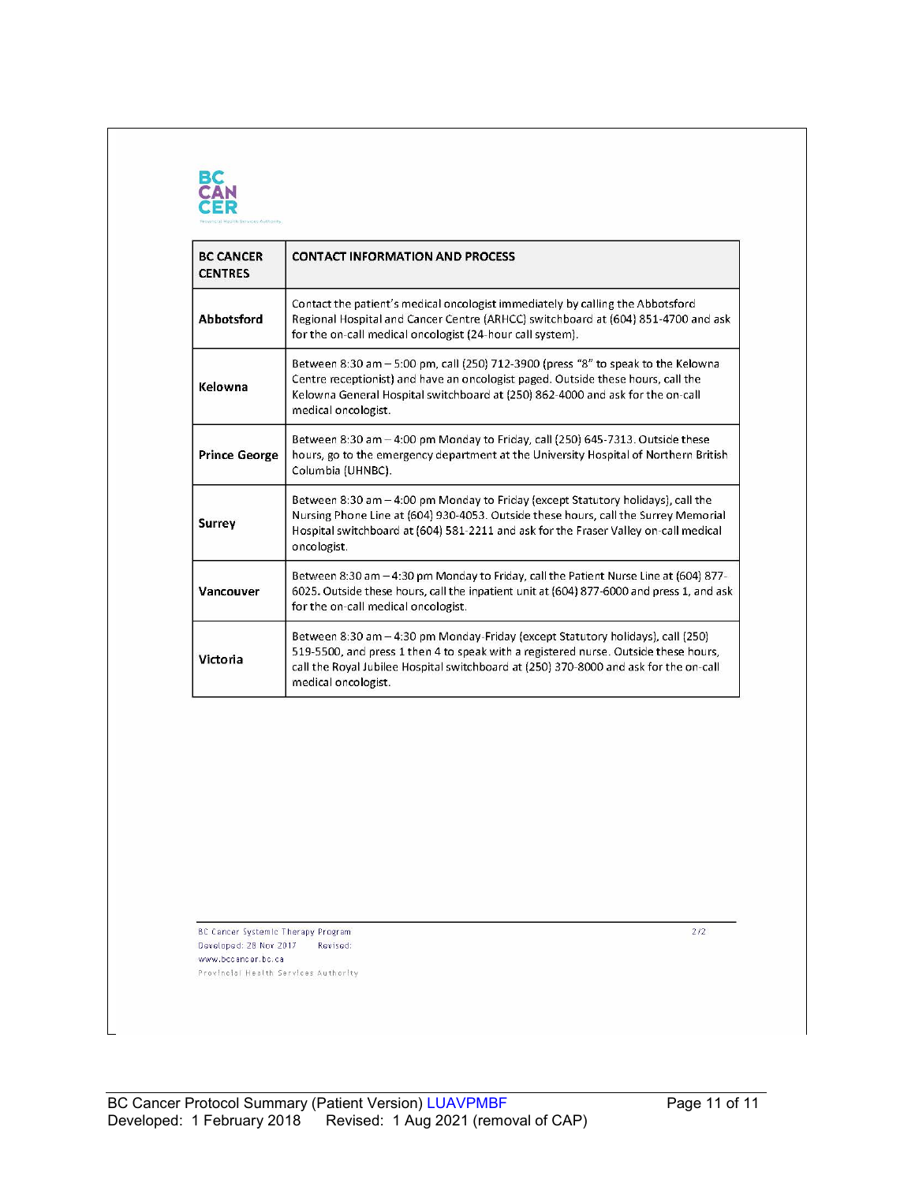| BC CANCER CENTRES | CONTACT INFORMATION AND PROCESS |
|---|---|
| Abbotsford | Contact the patient's medical oncologist immediately by calling the Abbotsford Regional Hospital and Cancer Centre (ARHCC) switchboard at (604) 851-4700 and ask for the on-call medical oncologist (24-hour call system). |
| Kelowna | Between 8:30 am – 5:00 pm, call (250) 712-3900 (press "8" to speak to the Kelowna Centre receptionist) and have an oncologist paged. Outside these hours, call the Kelowna General Hospital switchboard at (250) 862-4000 and ask for the on-call medical oncologist. |
| Prince George | Between 8:30 am – 4:00 pm Monday to Friday, call (250) 645-7313. Outside these hours, go to the emergency department at the University Hospital of Northern British Columbia (UHNBC). |
| Surrey | Between 8:30 am – 4:00 pm Monday to Friday (except Statutory holidays), call the Nursing Phone Line at (604) 930-4053. Outside these hours, call the Surrey Memorial Hospital switchboard at (604) 581-2211 and ask for the Fraser Valley on-call medical oncologist. |
| Vancouver | Between 8:30 am – 4:30 pm Monday to Friday, call the Patient Nurse Line at (604) 877-6025. Outside these hours, call the inpatient unit at (604) 877-6000 and press 1, and ask for the on-call medical oncologist. |
| Victoria | Between 8:30 am – 4:30 pm Monday-Friday (except Statutory holidays), call (250) 519-5500, and press 1 then 4 to speak with a registered nurse. Outside these hours, call the Royal Jubilee Hospital switchboard at (250) 370-8000 and ask for the on-call medical oncologist. |

BC Cancer Systemic Therapy Program
Developed: 28 Nov 2017 Revised:
www.bccancer.bc.ca
Provincial Health Services Authority